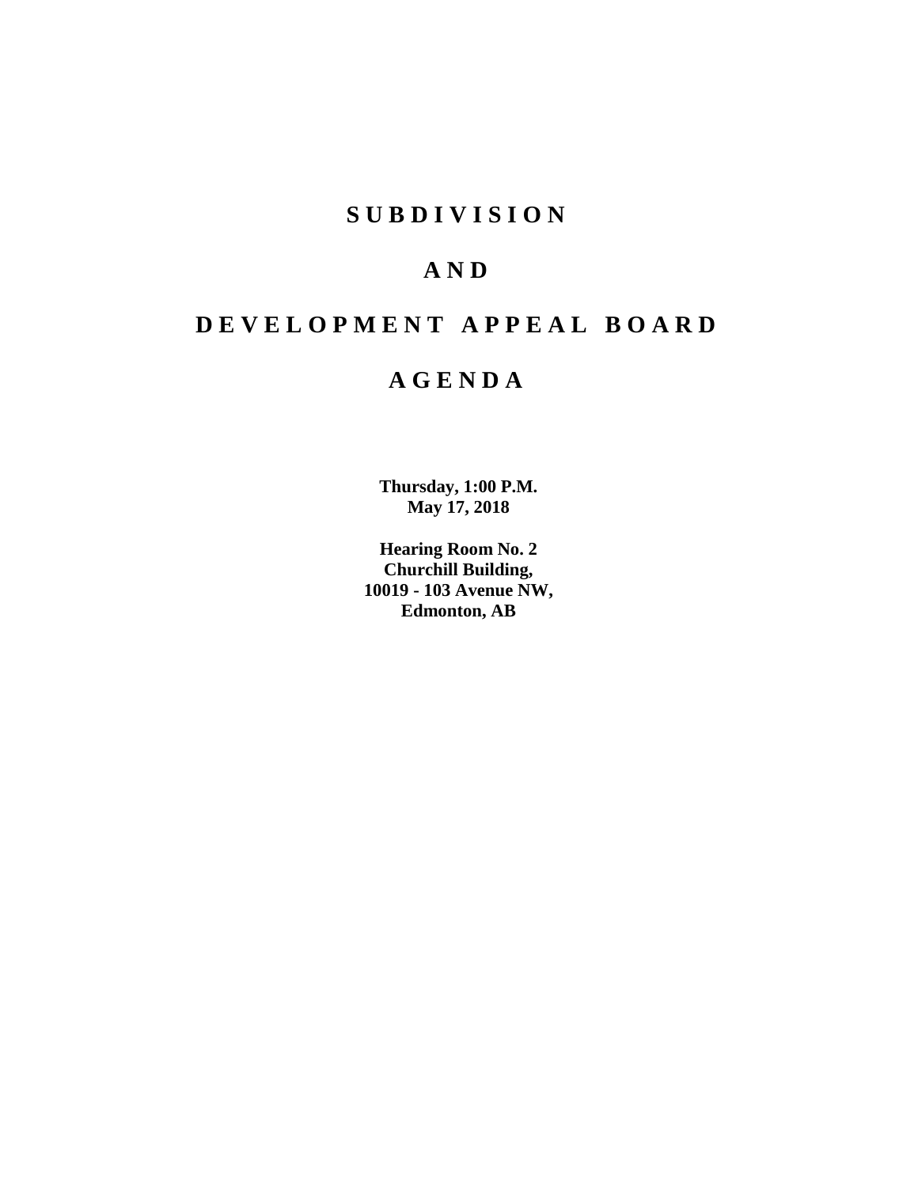# SUBDIVISION

# AND

# DEVELOPMENT APPEAL BOARD

# AGENDA

**Thursday, 1:00 P.M.**
**May 17, 2018**

**Hearing Room No. 2**
**Churchill Building,**
**10019 - 103 Avenue NW,**
**Edmonton, AB**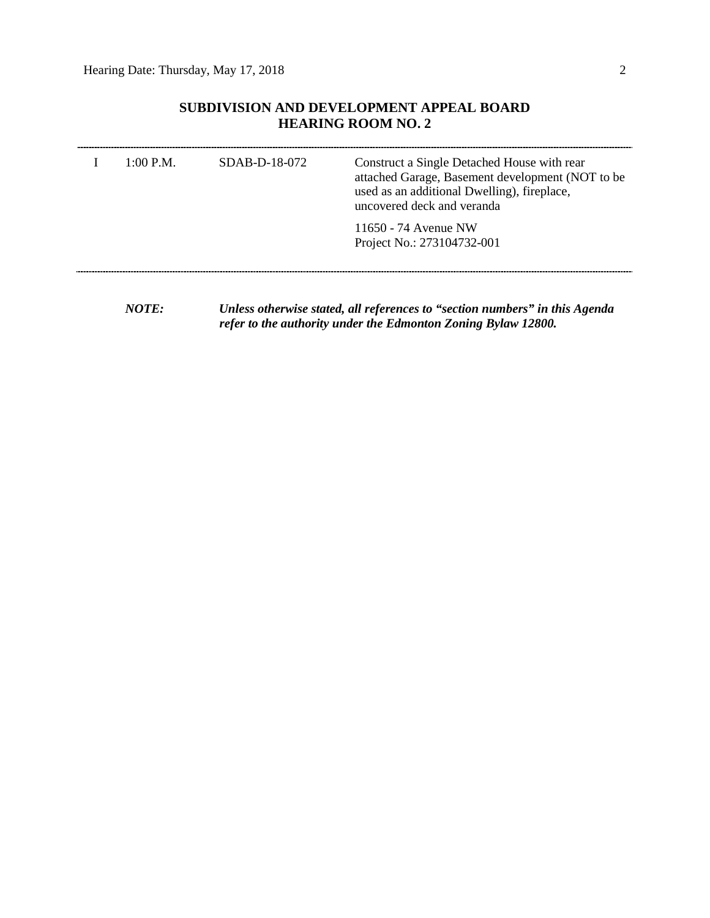## SUBDIVISION AND DEVELOPMENT APPEAL BOARD
## HEARING ROOM NO. 2

---

| | | | |
|---|---|---|---|
| I | 1:00 P.M. | SDAB-D-18-072 | Construct a Single Detached House with rear attached Garage, Basement development (NOT to be used as an additional Dwelling), fireplace, uncovered deck and veranda<br><br>11650 - 74 Avenue NW<br>Project No.: 273104732-001 |

---

***NOTE:*** ***Unless otherwise stated, all references to "section numbers" in this Agenda refer to the authority under the Edmonton Zoning Bylaw 12800.***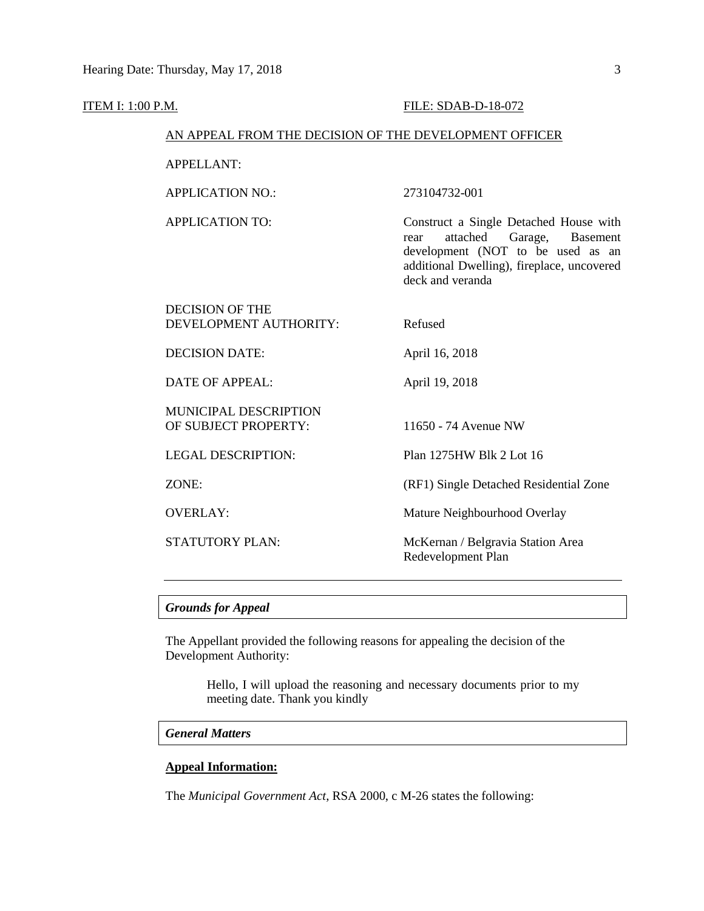ITEM I: 1:00 P.M. FILE: SDAB-D-18-072

AN APPEAL FROM THE DECISION OF THE DEVELOPMENT OFFICER

| | |
|---|---|
| APPELLANT: | |
| APPLICATION NO.: | 273104732-001 |
| APPLICATION TO: | Construct a Single Detached House with rear attached Garage, Basement development (NOT to be used as an additional Dwelling), fireplace, uncovered deck and veranda |
| DECISION OF THE DEVELOPMENT AUTHORITY: | Refused |
| DECISION DATE: | April 16, 2018 |
| DATE OF APPEAL: | April 19, 2018 |
| MUNICIPAL DESCRIPTION OF SUBJECT PROPERTY: | 11650 - 74 Avenue NW |
| LEGAL DESCRIPTION: | Plan 1275HW Blk 2 Lot 16 |
| ZONE: | (RF1) Single Detached Residential Zone |
| OVERLAY: | Mature Neighbourhood Overlay |
| STATUTORY PLAN: | McKernan / Belgravia Station Area Redevelopment Plan |

---

### *Grounds for Appeal*

The Appellant provided the following reasons for appealing the decision of the Development Authority:

> Hello, I will upload the reasoning and necessary documents prior to my meeting date. Thank you kindly

### *General Matters*

**Appeal Information:**

The *Municipal Government Act*, RSA 2000, c M-26 states the following: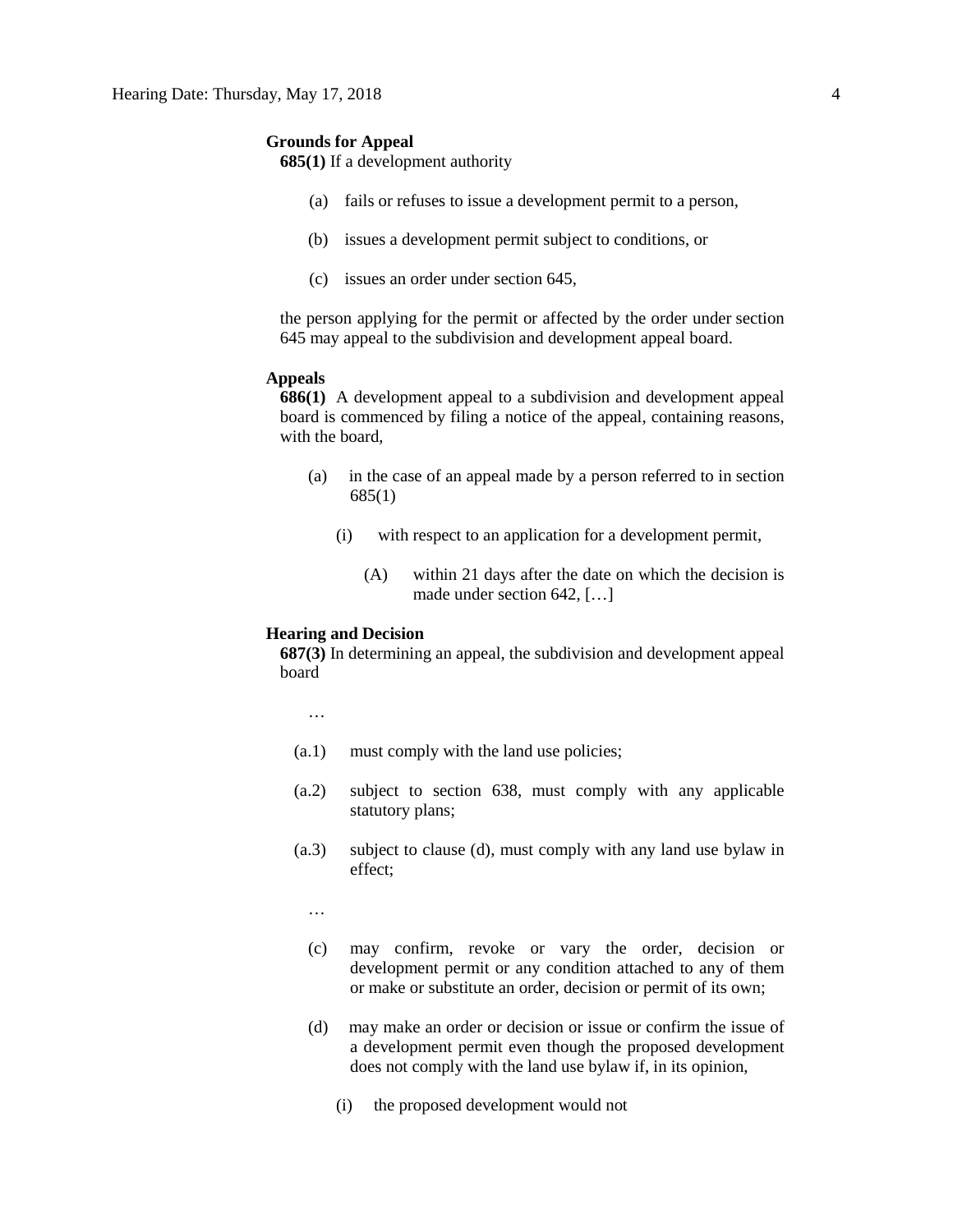**Grounds for Appeal**

**685(1)** If a development authority

(a) fails or refuses to issue a development permit to a person,

(b) issues a development permit subject to conditions, or

(c) issues an order under section 645,

the person applying for the permit or affected by the order under section 645 may appeal to the subdivision and development appeal board.

**Appeals**

**686(1)** A development appeal to a subdivision and development appeal board is commenced by filing a notice of the appeal, containing reasons, with the board,

(a) in the case of an appeal made by a person referred to in section 685(1)

(i) with respect to an application for a development permit,

(A) within 21 days after the date on which the decision is made under section 642, […]

**Hearing and Decision**

**687(3)** In determining an appeal, the subdivision and development appeal board

…

(a.1) must comply with the land use policies;

(a.2) subject to section 638, must comply with any applicable statutory plans;

(a.3) subject to clause (d), must comply with any land use bylaw in effect;

…

(c) may confirm, revoke or vary the order, decision or development permit or any condition attached to any of them or make or substitute an order, decision or permit of its own;

(d) may make an order or decision or issue or confirm the issue of a development permit even though the proposed development does not comply with the land use bylaw if, in its opinion,

(i) the proposed development would not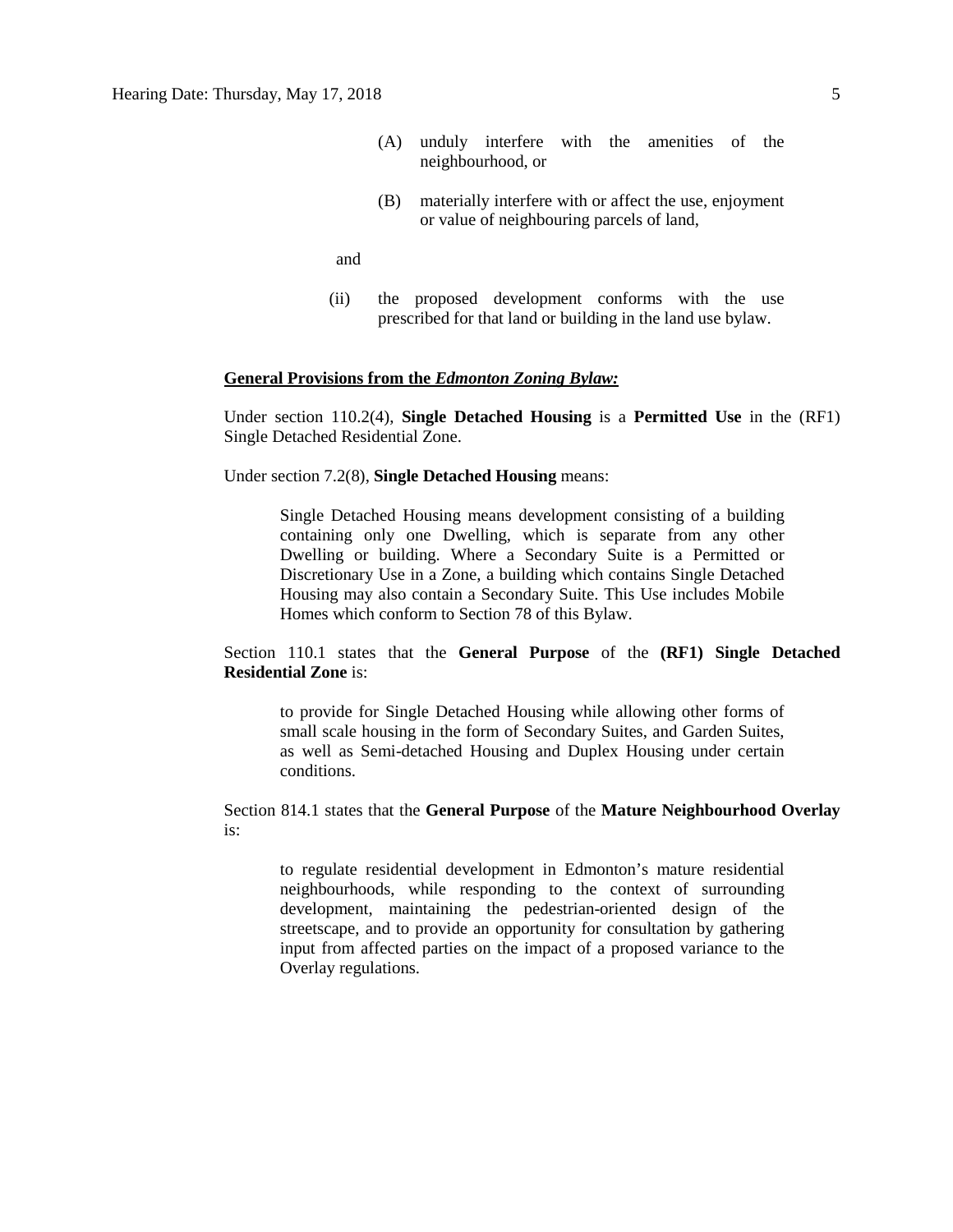(A) unduly interfere with the amenities of the neighbourhood, or

(B) materially interfere with or affect the use, enjoyment or value of neighbouring parcels of land,

and

(ii) the proposed development conforms with the use prescribed for that land or building in the land use bylaw.

**General Provisions from the *Edmonton Zoning Bylaw:***

Under section 110.2(4), **Single Detached Housing** is a **Permitted Use** in the (RF1) Single Detached Residential Zone.

Under section 7.2(8), **Single Detached Housing** means:

> Single Detached Housing means development consisting of a building containing only one Dwelling, which is separate from any other Dwelling or building. Where a Secondary Suite is a Permitted or Discretionary Use in a Zone, a building which contains Single Detached Housing may also contain a Secondary Suite. This Use includes Mobile Homes which conform to Section 78 of this Bylaw.

Section 110.1 states that the **General Purpose** of the **(RF1) Single Detached Residential Zone** is:

> to provide for Single Detached Housing while allowing other forms of small scale housing in the form of Secondary Suites, and Garden Suites, as well as Semi-detached Housing and Duplex Housing under certain conditions.

Section 814.1 states that the **General Purpose** of the **Mature Neighbourhood Overlay** is:

> to regulate residential development in Edmonton's mature residential neighbourhoods, while responding to the context of surrounding development, maintaining the pedestrian-oriented design of the streetscape, and to provide an opportunity for consultation by gathering input from affected parties on the impact of a proposed variance to the Overlay regulations.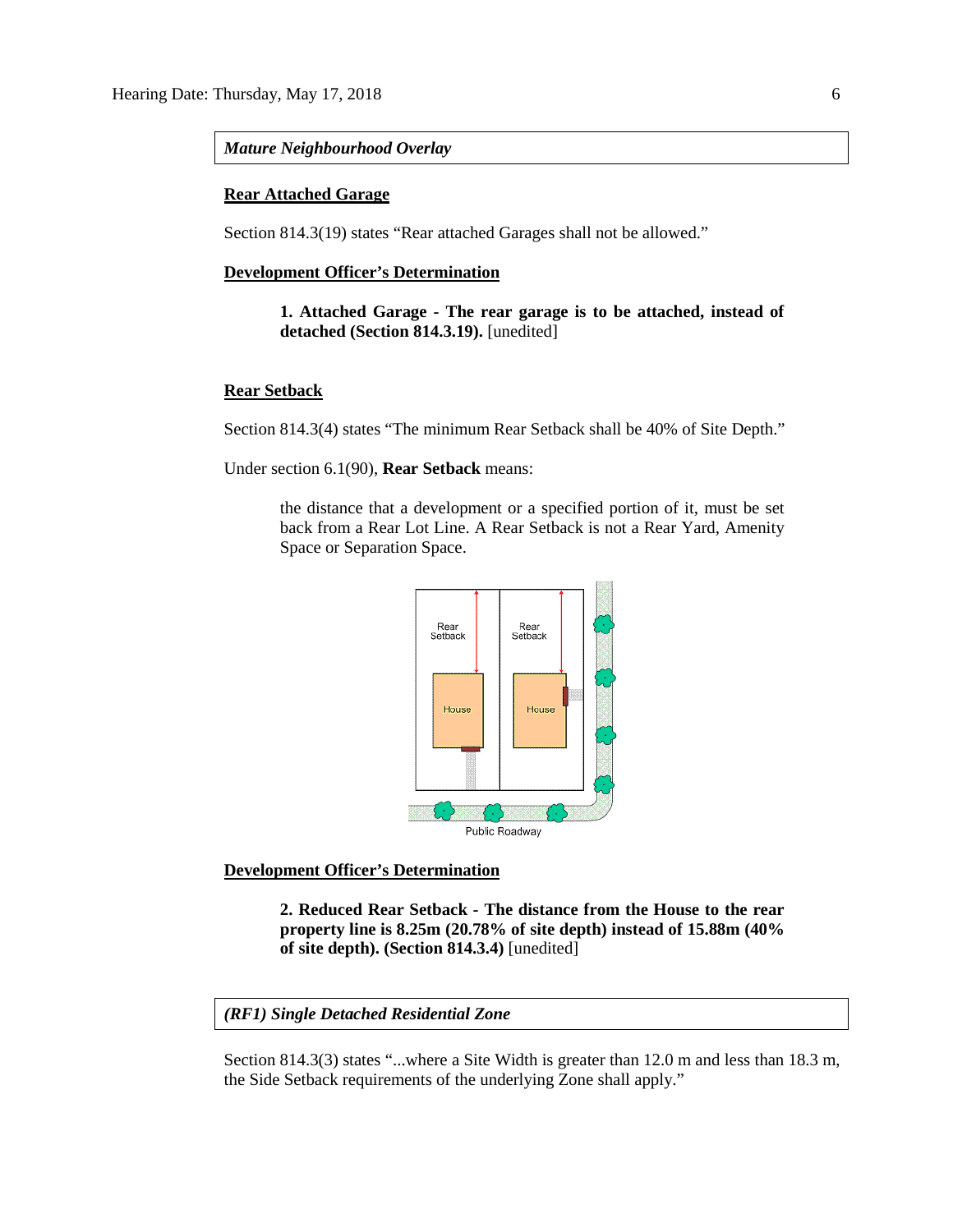***Mature Neighbourhood Overlay***

**Rear Attached Garage**

Section 814.3(19) states "Rear attached Garages shall not be allowed."

**Development Officer's Determination**

> **1. Attached Garage - The rear garage is to be attached, instead of detached (Section 814.3.19).** [unedited]

**Rear Setback**

Section 814.3(4) states "The minimum Rear Setback shall be 40% of Site Depth."

Under section 6.1(90), **Rear Setback** means:

> the distance that a development or a specified portion of it, must be set back from a Rear Lot Line. A Rear Setback is not a Rear Yard, Amenity Space or Separation Space.

**Development Officer's Determination**

> **2. Reduced Rear Setback - The distance from the House to the rear property line is 8.25m (20.78% of site depth) instead of 15.88m (40% of site depth). (Section 814.3.4)** [unedited]

***(RF1) Single Detached Residential Zone***

Section 814.3(3) states "...where a Site Width is greater than 12.0 m and less than 18.3 m, the Side Setback requirements of the underlying Zone shall apply."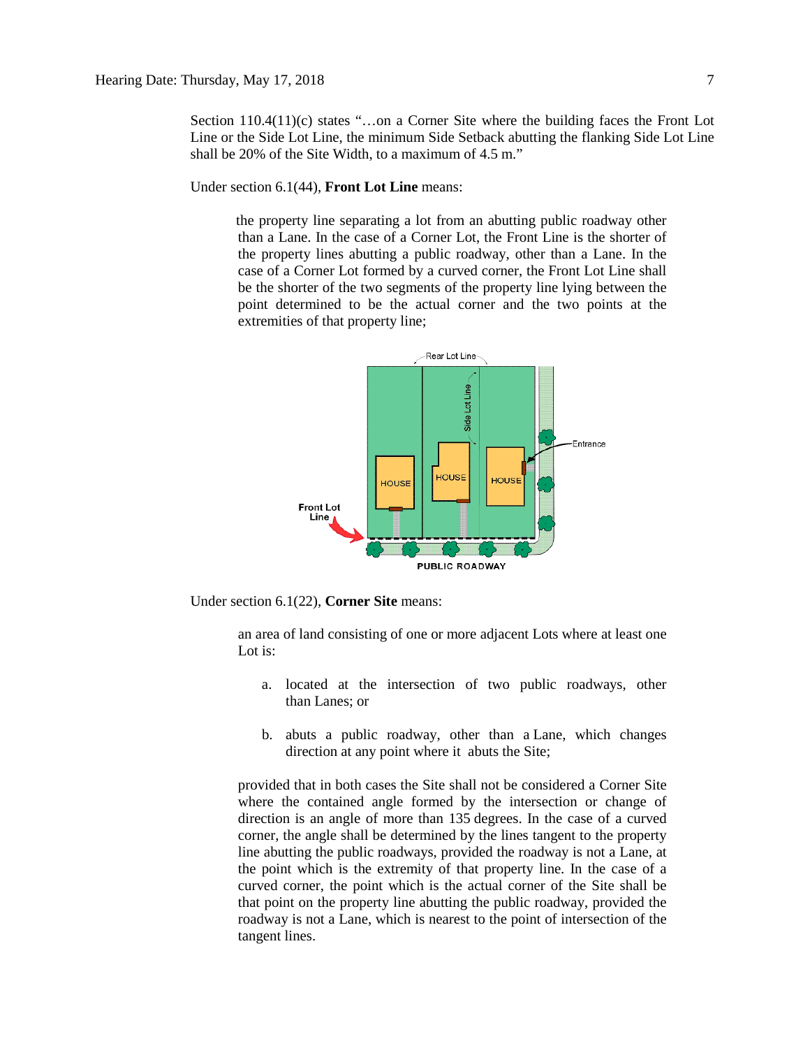Section 110.4(11)(c) states "…on a Corner Site where the building faces the Front Lot Line or the Side Lot Line, the minimum Side Setback abutting the flanking Side Lot Line shall be 20% of the Site Width, to a maximum of 4.5 m."

Under section 6.1(44), **Front Lot Line** means:

> the property line separating a lot from an abutting public roadway other than a Lane. In the case of a Corner Lot, the Front Line is the shorter of the property lines abutting a public roadway, other than a Lane. In the case of a Corner Lot formed by a curved corner, the Front Lot Line shall be the shorter of the two segments of the property line lying between the point determined to be the actual corner and the two points at the extremities of that property line;

Under section 6.1(22), **Corner Site** means:

> an area of land consisting of one or more adjacent Lots where at least one Lot is:
>
> a. located at the intersection of two public roadways, other than Lanes; or
>
> b. abuts a public roadway, other than a Lane, which changes direction at any point where it abuts the Site;
>
> provided that in both cases the Site shall not be considered a Corner Site where the contained angle formed by the intersection or change of direction is an angle of more than 135 degrees. In the case of a curved corner, the angle shall be determined by the lines tangent to the property line abutting the public roadways, provided the roadway is not a Lane, at the point which is the extremity of that property line. In the case of a curved corner, the point which is the actual corner of the Site shall be that point on the property line abutting the public roadway, provided the roadway is not a Lane, which is nearest to the point of intersection of the tangent lines.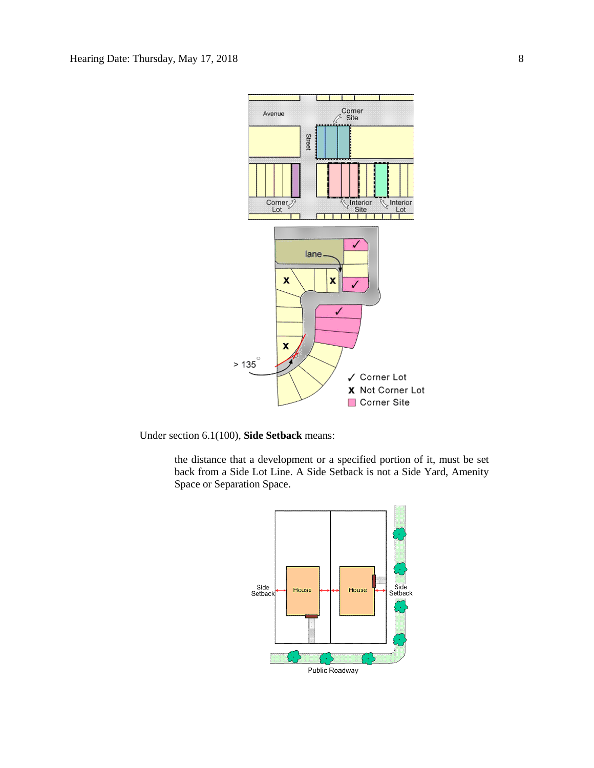Under section 6.1(100), **Side Setback** means:

> the distance that a development or a specified portion of it, must be set back from a Side Lot Line. A Side Setback is not a Side Yard, Amenity Space or Separation Space.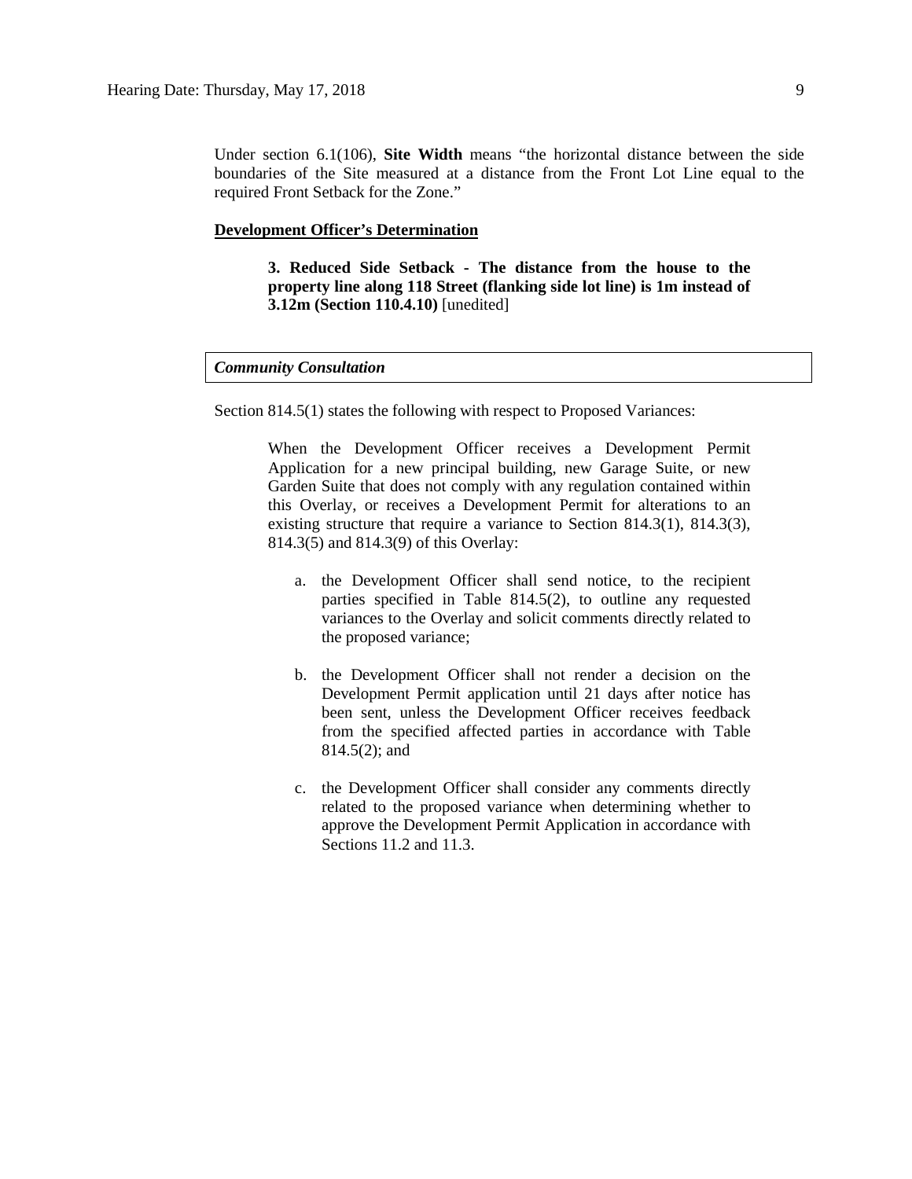Under section 6.1(106), **Site Width** means "the horizontal distance between the side boundaries of the Site measured at a distance from the Front Lot Line equal to the required Front Setback for the Zone."

**Development Officer's Determination**

> **3. Reduced Side Setback - The distance from the house to the property line along 118 Street (flanking side lot line) is 1m instead of 3.12m (Section 110.4.10)** [unedited]

***Community Consultation***

Section 814.5(1) states the following with respect to Proposed Variances:

> When the Development Officer receives a Development Permit Application for a new principal building, new Garage Suite, or new Garden Suite that does not comply with any regulation contained within this Overlay, or receives a Development Permit for alterations to an existing structure that require a variance to Section 814.3(1), 814.3(3), 814.3(5) and 814.3(9) of this Overlay:
>
> a. the Development Officer shall send notice, to the recipient parties specified in Table 814.5(2), to outline any requested variances to the Overlay and solicit comments directly related to the proposed variance;
>
> b. the Development Officer shall not render a decision on the Development Permit application until 21 days after notice has been sent, unless the Development Officer receives feedback from the specified affected parties in accordance with Table 814.5(2); and
>
> c. the Development Officer shall consider any comments directly related to the proposed variance when determining whether to approve the Development Permit Application in accordance with Sections 11.2 and 11.3.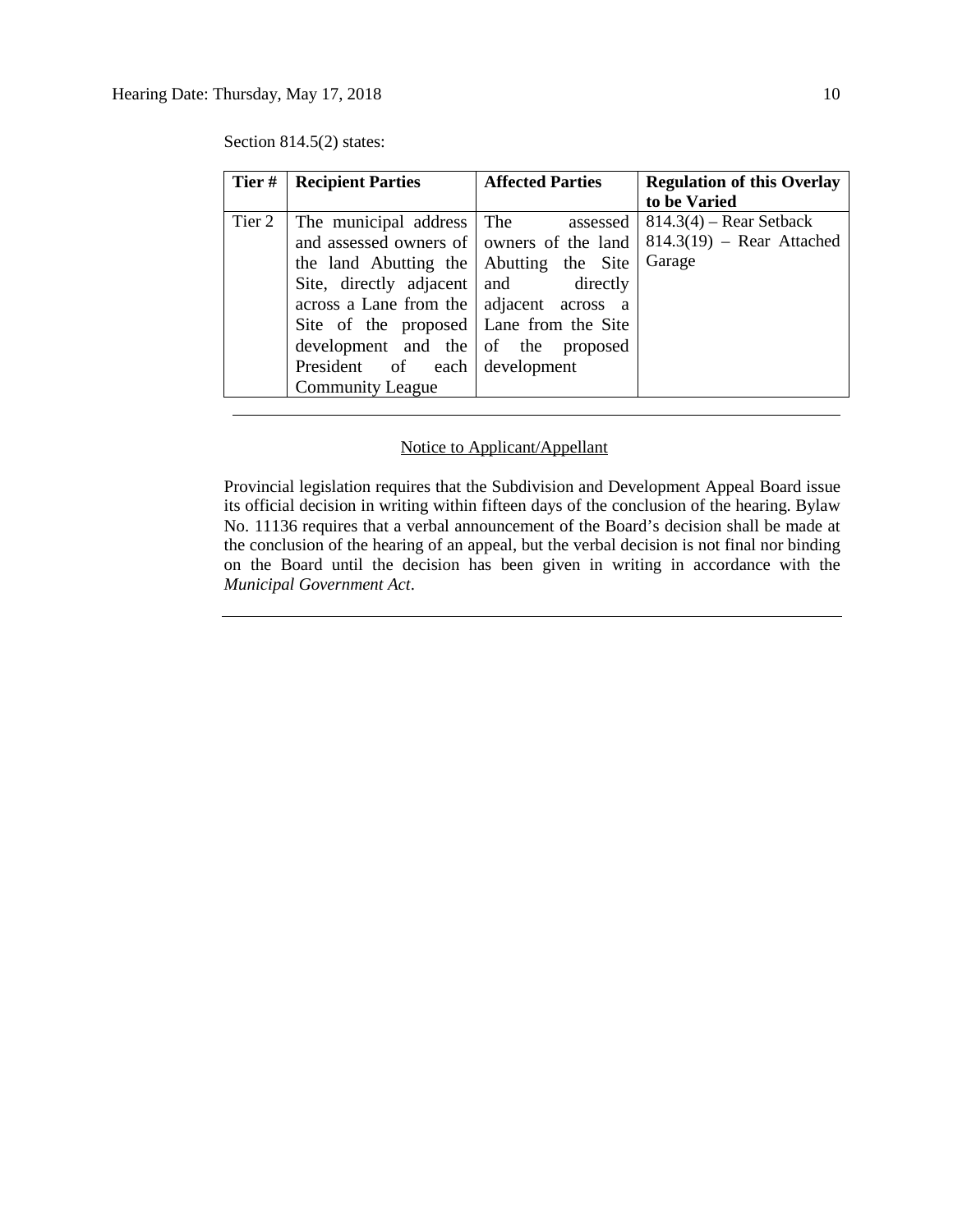Section 814.5(2) states:

| Tier # | Recipient Parties | Affected Parties | Regulation of this Overlay to be Varied |
|---|---|---|---|
| Tier 2 | The municipal address and assessed owners of the land Abutting the Site, directly adjacent across a Lane from the Site of the proposed development and the President of each Community League | The assessed owners of the land Abutting the Site and directly adjacent across a Lane from the Site of the proposed development | 814.3(4) – Rear Setback<br>814.3(19) – Rear Attached Garage |

---

Notice to Applicant/Appellant

Provincial legislation requires that the Subdivision and Development Appeal Board issue its official decision in writing within fifteen days of the conclusion of the hearing. Bylaw No. 11136 requires that a verbal announcement of the Board's decision shall be made at the conclusion of the hearing of an appeal, but the verbal decision is not final nor binding on the Board until the decision has been given in writing in accordance with the *Municipal Government Act*.

---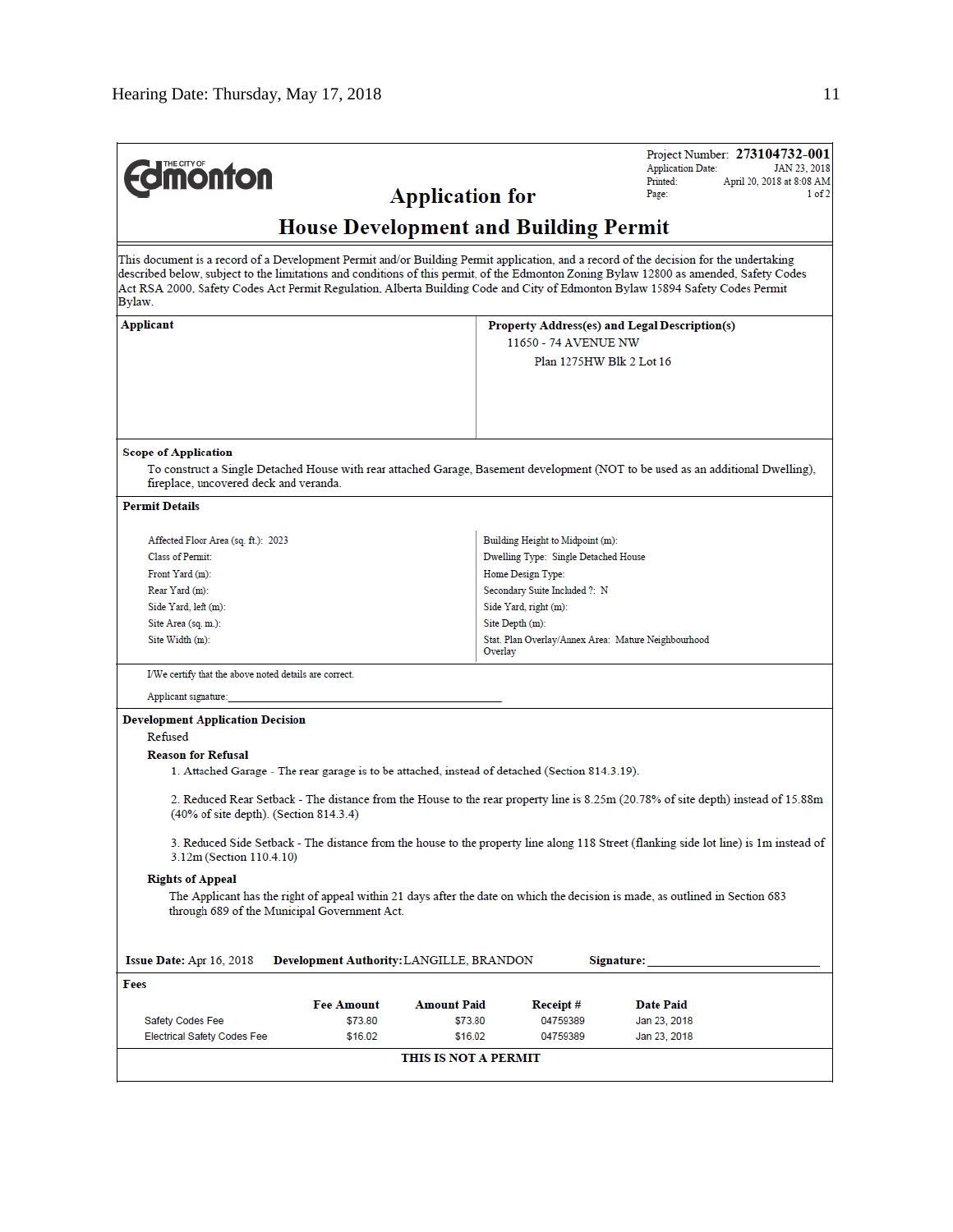**THE CITY OF Edmonton**

Project Number: **273104732-001**
Application Date: JAN 23, 2018
Printed: April 20, 2018 at 8:08 AM
Page: 1 of 2

# Application for
# House Development and Building Permit

This document is a record of a Development Permit and/or Building Permit application, and a record of the decision for the undertaking described below, subject to the limitations and conditions of this permit, of the Edmonton Zoning Bylaw 12800 as amended, Safety Codes Act RSA 2000, Safety Codes Act Permit Regulation, Alberta Building Code and City of Edmonton Bylaw 15894 Safety Codes Permit Bylaw.

| **Applicant** | **Property Address(es) and Legal Description(s)** |
|---|---|
| | 11650 - 74 AVENUE NW<br>Plan 1275HW Blk 2 Lot 16 |

**Scope of Application**

To construct a Single Detached House with rear attached Garage, Basement development (NOT to be used as an additional Dwelling), fireplace, uncovered deck and veranda.

**Permit Details**

| | |
|---|---|
| Affected Floor Area (sq. ft.): 2023 | Building Height to Midpoint (m): |
| Class of Permit: | Dwelling Type: Single Detached House |
| Front Yard (m): | Home Design Type: |
| Rear Yard (m): | Secondary Suite Included ?: N |
| Side Yard, left (m): | Side Yard, right (m): |
| Site Area (sq. m.): | Site Depth (m): |
| Site Width (m): | Stat. Plan Overlay/Annex Area: Mature Neighbourhood Overlay |

I/We certify that the above noted details are correct.

Applicant signature:\_\_\_\_\_\_\_\_\_\_\_\_\_\_\_\_\_\_\_\_\_\_\_\_\_\_\_\_\_\_\_\_\_\_\_\_\_\_\_\_

**Development Application Decision**

Refused

**Reason for Refusal**

1. Attached Garage - The rear garage is to be attached, instead of detached (Section 814.3.19).

2. Reduced Rear Setback - The distance from the House to the rear property line is 8.25m (20.78% of site depth) instead of 15.88m (40% of site depth). (Section 814.3.4)

3. Reduced Side Setback - The distance from the house to the property line along 118 Street (flanking side lot line) is 1m instead of 3.12m (Section 110.4.10)

**Rights of Appeal**

The Applicant has the right of appeal within 21 days after the date on which the decision is made, as outlined in Section 683 through 689 of the Municipal Government Act.

**Issue Date:** Apr 16, 2018 **Development Authority:** LANGILLE, BRANDON **Signature:**\_\_\_\_\_\_\_\_\_\_\_\_\_\_\_\_\_\_\_\_\_\_\_\_

**Fees**

| | Fee Amount | Amount Paid | Receipt # | Date Paid |
|---|---|---|---|---|
| Safety Codes Fee | $73.80 | $73.80 | 04759389 | Jan 23, 2018 |
| Electrical Safety Codes Fee | $16.02 | $16.02 | 04759389 | Jan 23, 2018 |

**THIS IS NOT A PERMIT**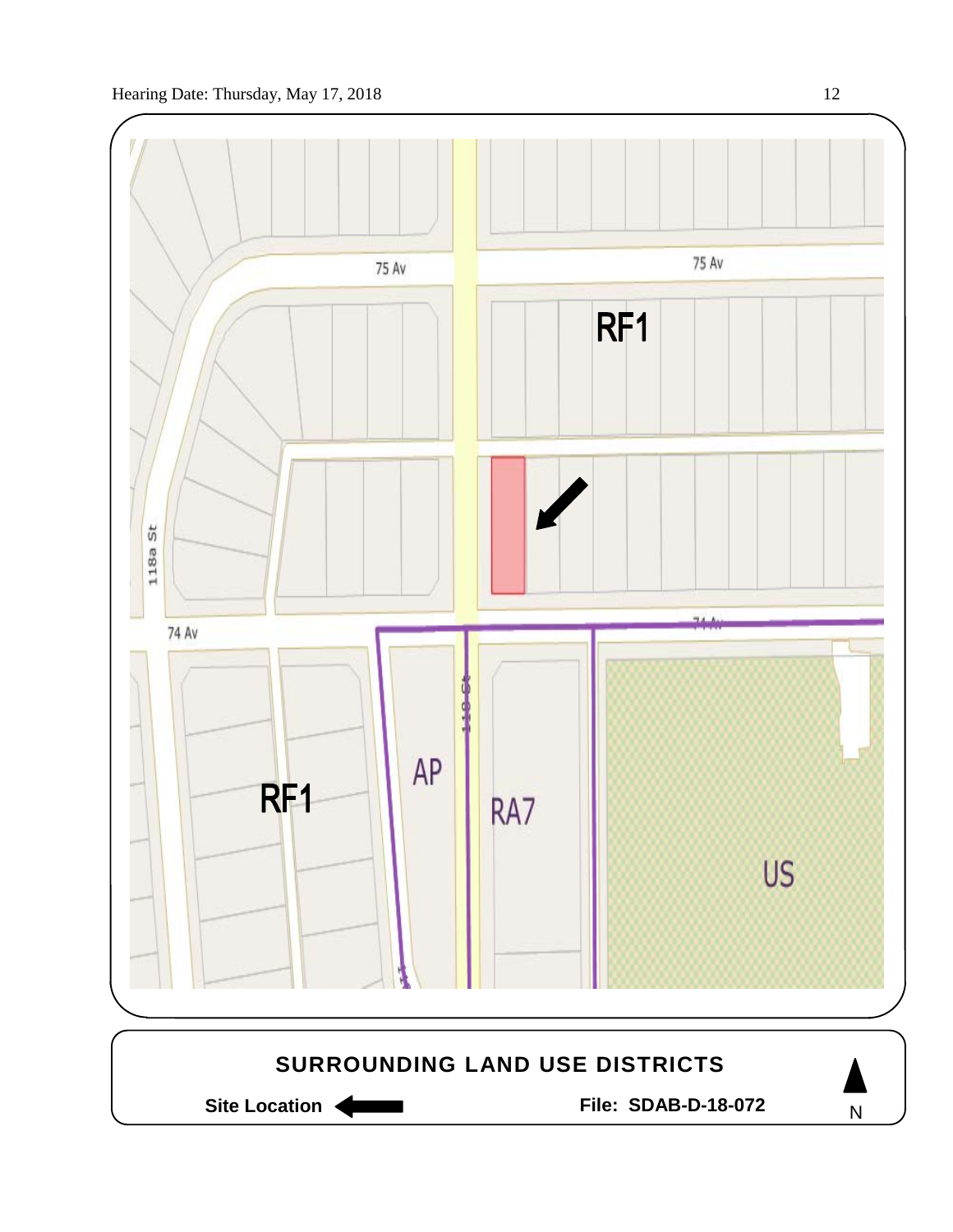75 Av

75 Av

RF1

118a St

74 Av

74 Av

RF1

AP

110 St

RA7

US

**SURROUNDING LAND USE DISTRICTS**

**Site Location** ⟵

**File: SDAB-D-18-072**

N